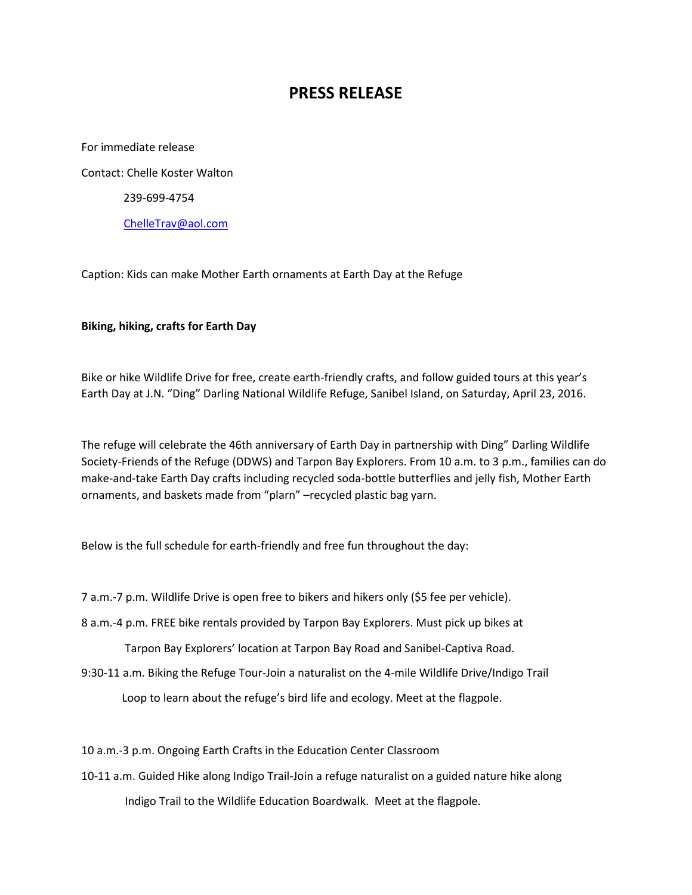# PRESS RELEASE

For immediate release

Contact: Chelle Koster Walton

239-699-4754

ChelleTrav@aol.com

Caption: Kids can make Mother Earth ornaments at Earth Day at the Refuge

**Biking, hiking, crafts for Earth Day**

Bike or hike Wildlife Drive for free, create earth-friendly crafts, and follow guided tours at this year's Earth Day at J.N. "Ding" Darling National Wildlife Refuge, Sanibel Island, on Saturday, April 23, 2016.

The refuge will celebrate the 46th anniversary of Earth Day in partnership with Ding" Darling Wildlife Society-Friends of the Refuge (DDWS) and Tarpon Bay Explorers. From 10 a.m. to 3 p.m., families can do make-and-take Earth Day crafts including recycled soda-bottle butterflies and jelly fish, Mother Earth ornaments, and baskets made from "plarn" –recycled plastic bag yarn.

Below is the full schedule for earth-friendly and free fun throughout the day:

7 a.m.-7 p.m. Wildlife Drive is open free to bikers and hikers only ($5 fee per vehicle).

8 a.m.-4 p.m. FREE bike rentals provided by Tarpon Bay Explorers. Must pick up bikes at Tarpon Bay Explorers' location at Tarpon Bay Road and Sanibel-Captiva Road.

9:30-11 a.m. Biking the Refuge Tour-Join a naturalist on the 4-mile Wildlife Drive/Indigo Trail Loop to learn about the refuge's bird life and ecology. Meet at the flagpole.

10 a.m.-3 p.m. Ongoing Earth Crafts in the Education Center Classroom

10-11 a.m. Guided Hike along Indigo Trail-Join a refuge naturalist on a guided nature hike along Indigo Trail to the Wildlife Education Boardwalk. Meet at the flagpole.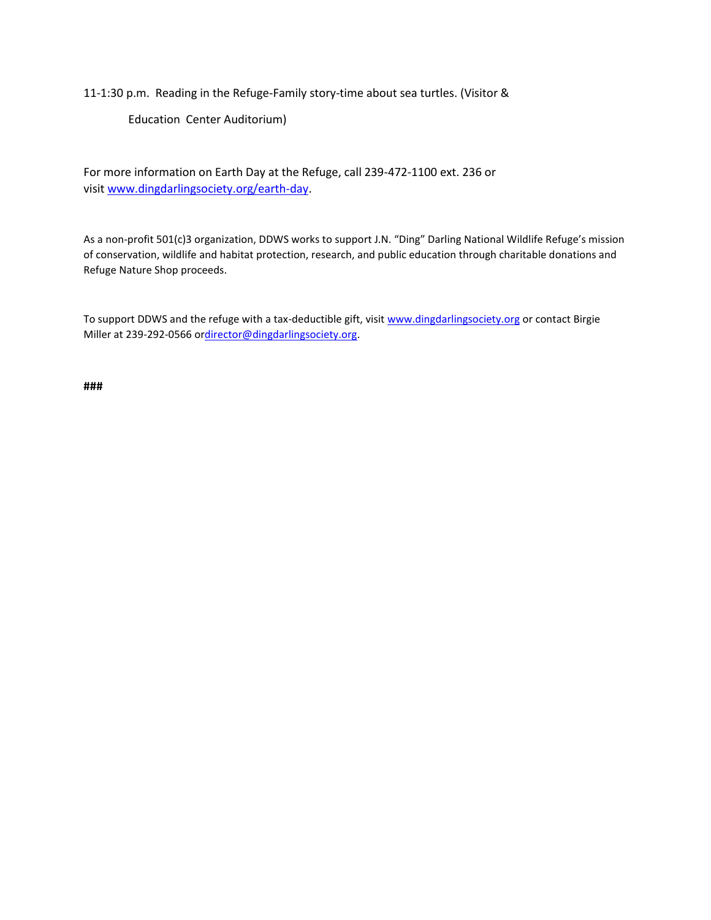11-1:30 p.m.  Reading in the Refuge-Family story-time about sea turtles. (Visitor & Education  Center Auditorium)

For more information on Earth Day at the Refuge, call 239-472-1100 ext. 236 or visit www.dingdarlingsociety.org/earth-day.

As a non-profit 501(c)3 organization, DDWS works to support J.N. "Ding" Darling National Wildlife Refuge's mission of conservation, wildlife and habitat protection, research, and public education through charitable donations and Refuge Nature Shop proceeds.

To support DDWS and the refuge with a tax-deductible gift, visit www.dingdarlingsociety.org or contact Birgie Miller at 239-292-0566 ordirector@dingdarlingsociety.org.

**###**